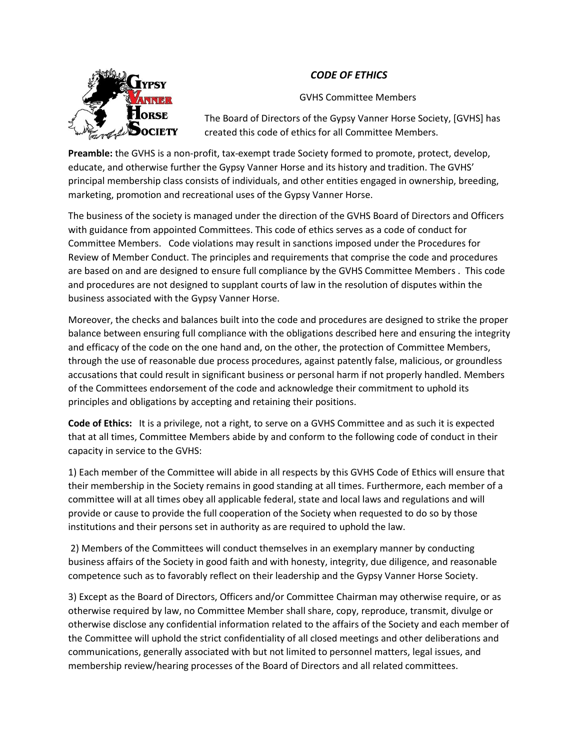# *CODE OF ETHICS*

GVHS Committee Members

The Board of Directors of the Gypsy Vanner Horse Society, [GVHS] has created this code of ethics for all Committee Members.

**Preamble:** the GVHS is a non-profit, tax-exempt trade Society formed to promote, protect, develop, educate, and otherwise further the Gypsy Vanner Horse and its history and tradition. The GVHS' principal membership class consists of individuals, and other entities engaged in ownership, breeding, marketing, promotion and recreational uses of the Gypsy Vanner Horse.

The business of the society is managed under the direction of the GVHS Board of Directors and Officers with guidance from appointed Committees. This code of ethics serves as a code of conduct for Committee Members. Code violations may result in sanctions imposed under the Procedures for Review of Member Conduct. The principles and requirements that comprise the code and procedures are based on and are designed to ensure full compliance by the GVHS Committee Members . This code and procedures are not designed to supplant courts of law in the resolution of disputes within the business associated with the Gypsy Vanner Horse.

Moreover, the checks and balances built into the code and procedures are designed to strike the proper balance between ensuring full compliance with the obligations described here and ensuring the integrity and efficacy of the code on the one hand and, on the other, the protection of Committee Members, through the use of reasonable due process procedures, against patently false, malicious, or groundless accusations that could result in significant business or personal harm if not properly handled. Members of the Committees endorsement of the code and acknowledge their commitment to uphold its principles and obligations by accepting and retaining their positions.

**Code of Ethics:** It is a privilege, not a right, to serve on a GVHS Committee and as such it is expected that at all times, Committee Members abide by and conform to the following code of conduct in their capacity in service to the GVHS:

1) Each member of the Committee will abide in all respects by this GVHS Code of Ethics will ensure that their membership in the Society remains in good standing at all times. Furthermore, each member of a committee will at all times obey all applicable federal, state and local laws and regulations and will provide or cause to provide the full cooperation of the Society when requested to do so by those institutions and their persons set in authority as are required to uphold the law.

2) Members of the Committees will conduct themselves in an exemplary manner by conducting business affairs of the Society in good faith and with honesty, integrity, due diligence, and reasonable competence such as to favorably reflect on their leadership and the Gypsy Vanner Horse Society.

3) Except as the Board of Directors, Officers and/or Committee Chairman may otherwise require, or as otherwise required by law, no Committee Member shall share, copy, reproduce, transmit, divulge or otherwise disclose any confidential information related to the affairs of the Society and each member of the Committee will uphold the strict confidentiality of all closed meetings and other deliberations and communications, generally associated with but not limited to personnel matters, legal issues, and membership review/hearing processes of the Board of Directors and all related committees.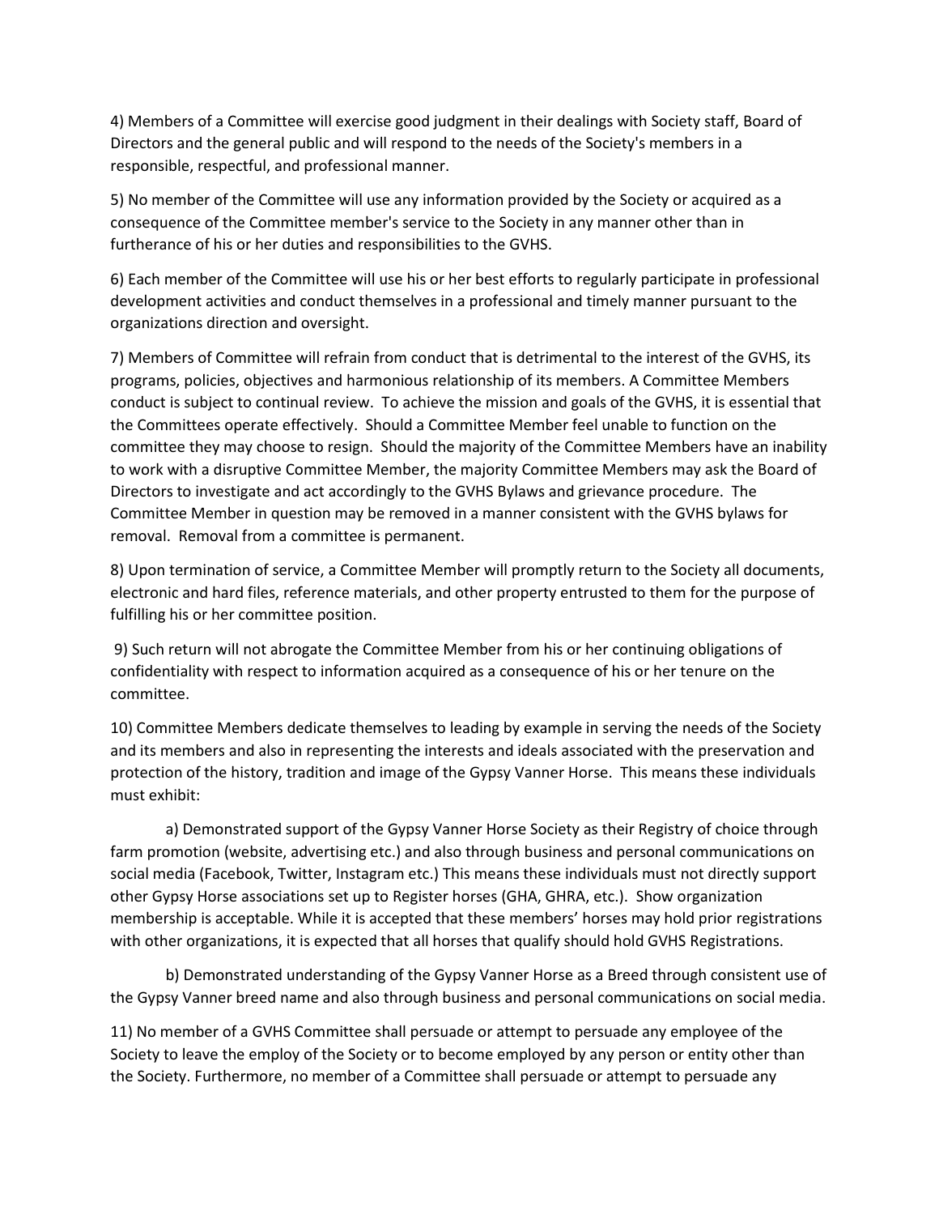4) Members of a Committee will exercise good judgment in their dealings with Society staff, Board of Directors and the general public and will respond to the needs of the Society's members in a responsible, respectful, and professional manner.

5) No member of the Committee will use any information provided by the Society or acquired as a consequence of the Committee member's service to the Society in any manner other than in furtherance of his or her duties and responsibilities to the GVHS.

6) Each member of the Committee will use his or her best efforts to regularly participate in professional development activities and conduct themselves in a professional and timely manner pursuant to the organizations direction and oversight.

7) Members of Committee will refrain from conduct that is detrimental to the interest of the GVHS, its programs, policies, objectives and harmonious relationship of its members. A Committee Members conduct is subject to continual review. To achieve the mission and goals of the GVHS, it is essential that the Committees operate effectively. Should a Committee Member feel unable to function on the committee they may choose to resign. Should the majority of the Committee Members have an inability to work with a disruptive Committee Member, the majority Committee Members may ask the Board of Directors to investigate and act accordingly to the GVHS Bylaws and grievance procedure. The Committee Member in question may be removed in a manner consistent with the GVHS bylaws for removal. Removal from a committee is permanent.

8) Upon termination of service, a Committee Member will promptly return to the Society all documents, electronic and hard files, reference materials, and other property entrusted to them for the purpose of fulfilling his or her committee position.

9) Such return will not abrogate the Committee Member from his or her continuing obligations of confidentiality with respect to information acquired as a consequence of his or her tenure on the committee.

10) Committee Members dedicate themselves to leading by example in serving the needs of the Society and its members and also in representing the interests and ideals associated with the preservation and protection of the history, tradition and image of the Gypsy Vanner Horse. This means these individuals must exhibit:

a) Demonstrated support of the Gypsy Vanner Horse Society as their Registry of choice through farm promotion (website, advertising etc.) and also through business and personal communications on social media (Facebook, Twitter, Instagram etc.) This means these individuals must not directly support other Gypsy Horse associations set up to Register horses (GHA, GHRA, etc.). Show organization membership is acceptable. While it is accepted that these members' horses may hold prior registrations with other organizations, it is expected that all horses that qualify should hold GVHS Registrations.

b) Demonstrated understanding of the Gypsy Vanner Horse as a Breed through consistent use of the Gypsy Vanner breed name and also through business and personal communications on social media.

11) No member of a GVHS Committee shall persuade or attempt to persuade any employee of the Society to leave the employ of the Society or to become employed by any person or entity other than the Society. Furthermore, no member of a Committee shall persuade or attempt to persuade any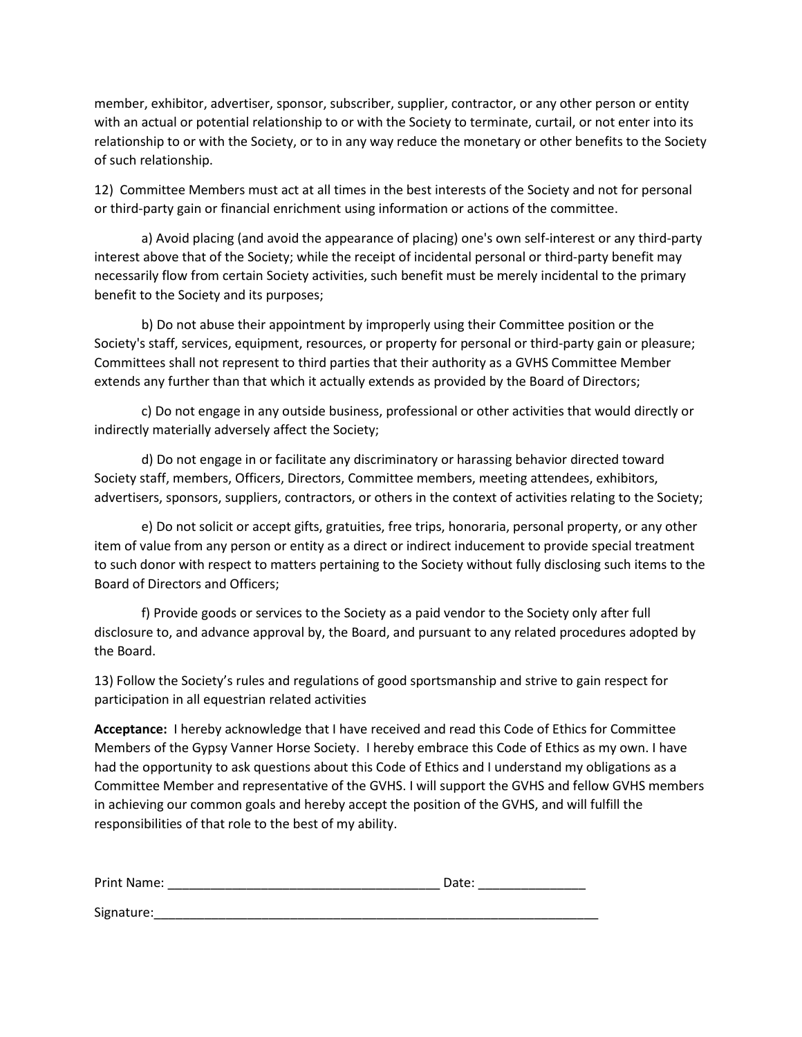member, exhibitor, advertiser, sponsor, subscriber, supplier, contractor, or any other person or entity with an actual or potential relationship to or with the Society to terminate, curtail, or not enter into its relationship to or with the Society, or to in any way reduce the monetary or other benefits to the Society of such relationship.

12) Committee Members must act at all times in the best interests of the Society and not for personal or third-party gain or financial enrichment using information or actions of the committee.

a) Avoid placing (and avoid the appearance of placing) one's own self-interest or any third-party interest above that of the Society; while the receipt of incidental personal or third-party benefit may necessarily flow from certain Society activities, such benefit must be merely incidental to the primary benefit to the Society and its purposes;

b) Do not abuse their appointment by improperly using their Committee position or the Society's staff, services, equipment, resources, or property for personal or third-party gain or pleasure; Committees shall not represent to third parties that their authority as a GVHS Committee Member extends any further than that which it actually extends as provided by the Board of Directors;

c) Do not engage in any outside business, professional or other activities that would directly or indirectly materially adversely affect the Society;

d) Do not engage in or facilitate any discriminatory or harassing behavior directed toward Society staff, members, Officers, Directors, Committee members, meeting attendees, exhibitors, advertisers, sponsors, suppliers, contractors, or others in the context of activities relating to the Society;

e) Do not solicit or accept gifts, gratuities, free trips, honoraria, personal property, or any other item of value from any person or entity as a direct or indirect inducement to provide special treatment to such donor with respect to matters pertaining to the Society without fully disclosing such items to the Board of Directors and Officers;

f) Provide goods or services to the Society as a paid vendor to the Society only after full disclosure to, and advance approval by, the Board, and pursuant to any related procedures adopted by the Board.

13) Follow the Society's rules and regulations of good sportsmanship and strive to gain respect for participation in all equestrian related activities

**Acceptance:** I hereby acknowledge that I have received and read this Code of Ethics for Committee Members of the Gypsy Vanner Horse Society. I hereby embrace this Code of Ethics as my own. I have had the opportunity to ask questions about this Code of Ethics and I understand my obligations as a Committee Member and representative of the GVHS. I will support the GVHS and fellow GVHS members in achieving our common goals and hereby accept the position of the GVHS, and will fulfill the responsibilities of that role to the best of my ability.

Print Name: ______________________________________ Date: _______________

Signature:_________________________________________________________________